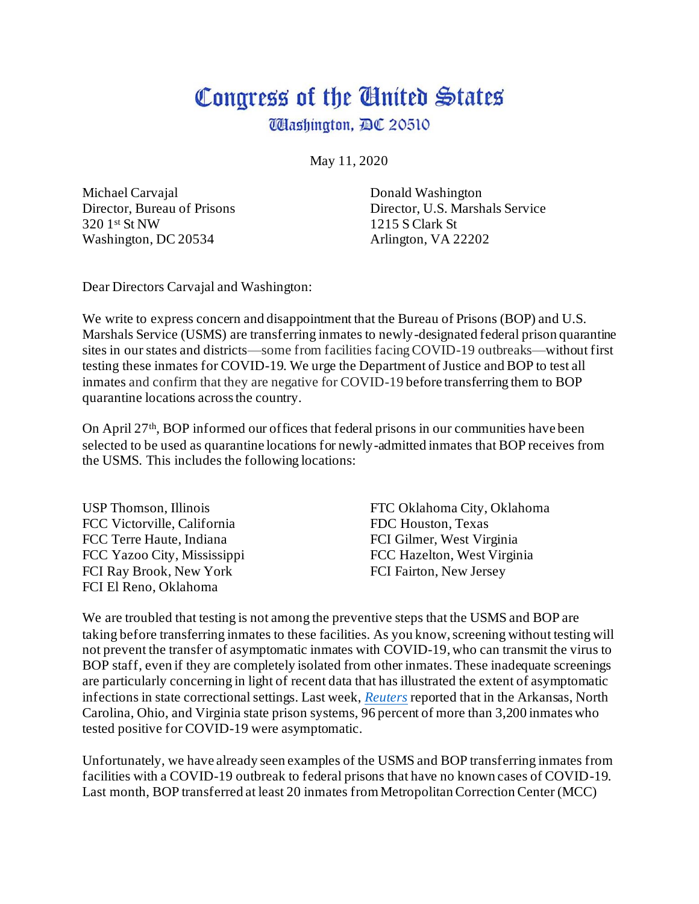# Congress of the United States

Washington, DC 20510

May 11, 2020

Michael Carvajal
Director, Bureau of Prisons
320 1st St NW
Washington, DC 20534

Donald Washington
Director, U.S. Marshals Service
1215 S Clark St
Arlington, VA 22202

Dear Directors Carvajal and Washington:

We write to express concern and disappointment that the Bureau of Prisons (BOP) and U.S. Marshals Service (USMS) are transferring inmates to newly-designated federal prison quarantine sites in our states and districts—some from facilities facing COVID-19 outbreaks—without first testing these inmates for COVID-19. We urge the Department of Justice and BOP to test all inmates and confirm that they are negative for COVID-19 before transferring them to BOP quarantine locations across the country.

On April 27th, BOP informed our offices that federal prisons in our communities have been selected to be used as quarantine locations for newly-admitted inmates that BOP receives from the USMS. This includes the following locations:

USP Thomson, Illinois
FCC Victorville, California
FCC Terre Haute, Indiana
FCC Yazoo City, Mississippi
FCI Ray Brook, New York
FCI El Reno, Oklahoma
FTC Oklahoma City, Oklahoma
FDC Houston, Texas
FCI Gilmer, West Virginia
FCC Hazelton, West Virginia
FCI Fairton, New Jersey

We are troubled that testing is not among the preventive steps that the USMS and BOP are taking before transferring inmates to these facilities. As you know, screening without testing will not prevent the transfer of asymptomatic inmates with COVID-19, who can transmit the virus to BOP staff, even if they are completely isolated from other inmates. These inadequate screenings are particularly concerning in light of recent data that has illustrated the extent of asymptomatic infections in state correctional settings. Last week, *Reuters* reported that in the Arkansas, North Carolina, Ohio, and Virginia state prison systems, 96 percent of more than 3,200 inmates who tested positive for COVID-19 were asymptomatic.

Unfortunately, we have already seen examples of the USMS and BOP transferring inmates from facilities with a COVID-19 outbreak to federal prisons that have no known cases of COVID-19. Last month, BOP transferred at least 20 inmates from Metropolitan Correction Center (MCC)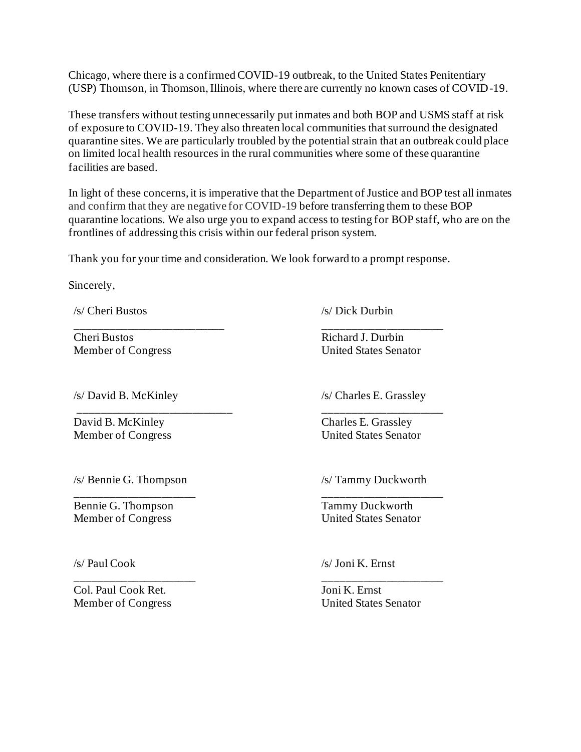Chicago, where there is a confirmed COVID-19 outbreak, to the United States Penitentiary (USP) Thomson, in Thomson, Illinois, where there are currently no known cases of COVID-19.

These transfers without testing unnecessarily put inmates and both BOP and USMS staff at risk of exposure to COVID-19. They also threaten local communities that surround the designated quarantine sites. We are particularly troubled by the potential strain that an outbreak could place on limited local health resources in the rural communities where some of these quarantine facilities are based.

In light of these concerns, it is imperative that the Department of Justice and BOP test all inmates and confirm that they are negative for COVID-19 before transferring them to these BOP quarantine locations. We also urge you to expand access to testing for BOP staff, who are on the frontlines of addressing this crisis within our federal prison system.

Thank you for your time and consideration. We look forward to a prompt response.

Sincerely,

/s/ Cheri Bustos
Cheri Bustos
Member of Congress

/s/ David B. McKinley
David B. McKinley
Member of Congress

/s/ Bennie G. Thompson
Bennie G. Thompson
Member of Congress

/s/ Paul Cook
Col. Paul Cook Ret.
Member of Congress

/s/ Dick Durbin
Richard J. Durbin
United States Senator

/s/ Charles E. Grassley
Charles E. Grassley
United States Senator

/s/ Tammy Duckworth
Tammy Duckworth
United States Senator

/s/ Joni K. Ernst
Joni K. Ernst
United States Senator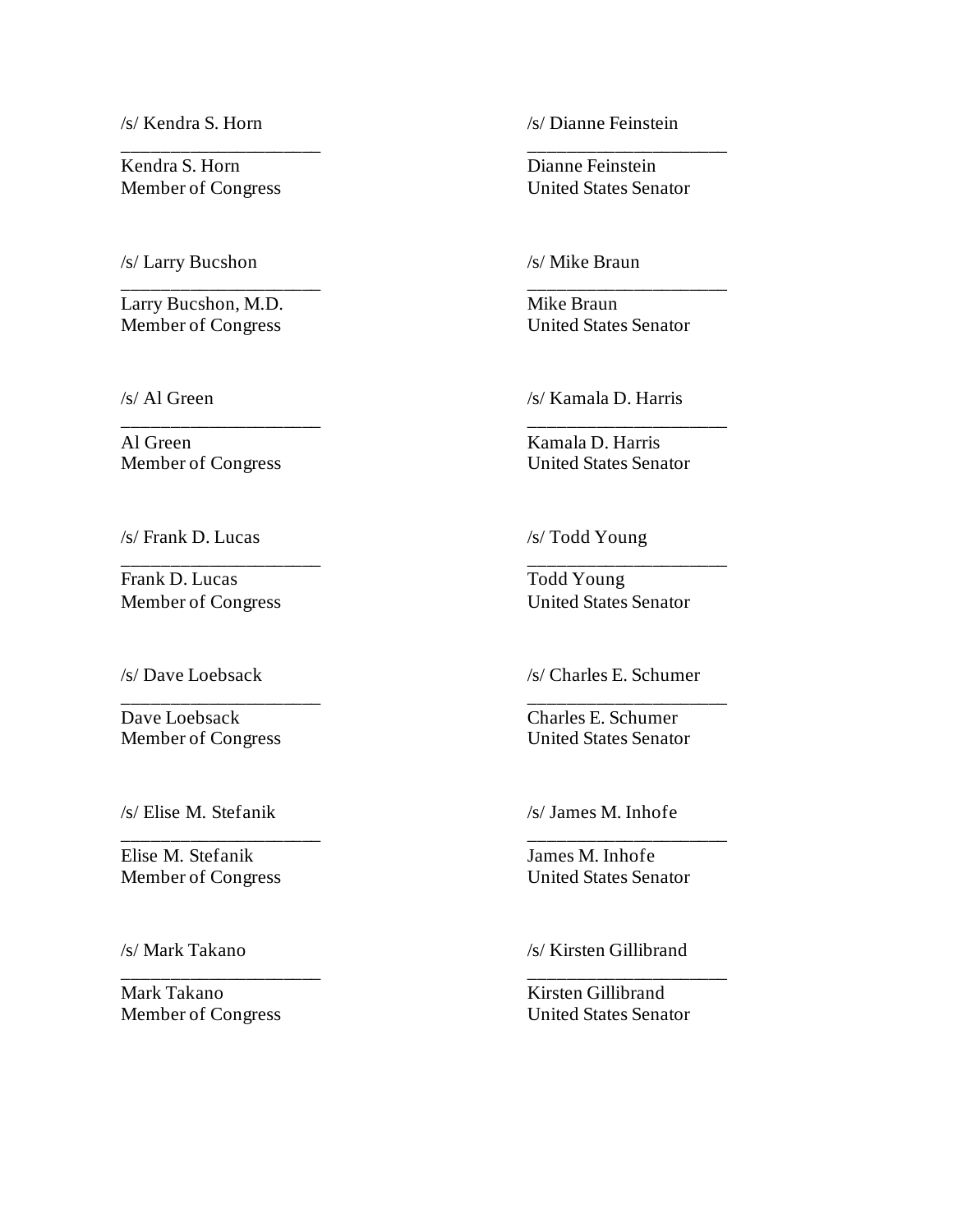/s/ Kendra S. Horn
_____________________
Kendra S. Horn
Member of Congress

/s/ Larry Bucshon
_____________________
Larry Bucshon, M.D.
Member of Congress

/s/ Al Green
_____________________
Al Green
Member of Congress

/s/ Frank D. Lucas
_____________________
Frank D. Lucas
Member of Congress

/s/ Dave Loebsack
_____________________
Dave Loebsack
Member of Congress

/s/ Elise M. Stefanik
_____________________
Elise M. Stefanik
Member of Congress

/s/ Mark Takano
_____________________
Mark Takano
Member of Congress

/s/ Dianne Feinstein
_____________________
Dianne Feinstein
United States Senator

/s/ Mike Braun
_____________________
Mike Braun
United States Senator

/s/ Kamala D. Harris
_____________________
Kamala D. Harris
United States Senator

/s/ Todd Young
_____________________
Todd Young
United States Senator

/s/ Charles E. Schumer
_____________________
Charles E. Schumer
United States Senator

/s/ James M. Inhofe
_____________________
James M. Inhofe
United States Senator

/s/ Kirsten Gillibrand
_____________________
Kirsten Gillibrand
United States Senator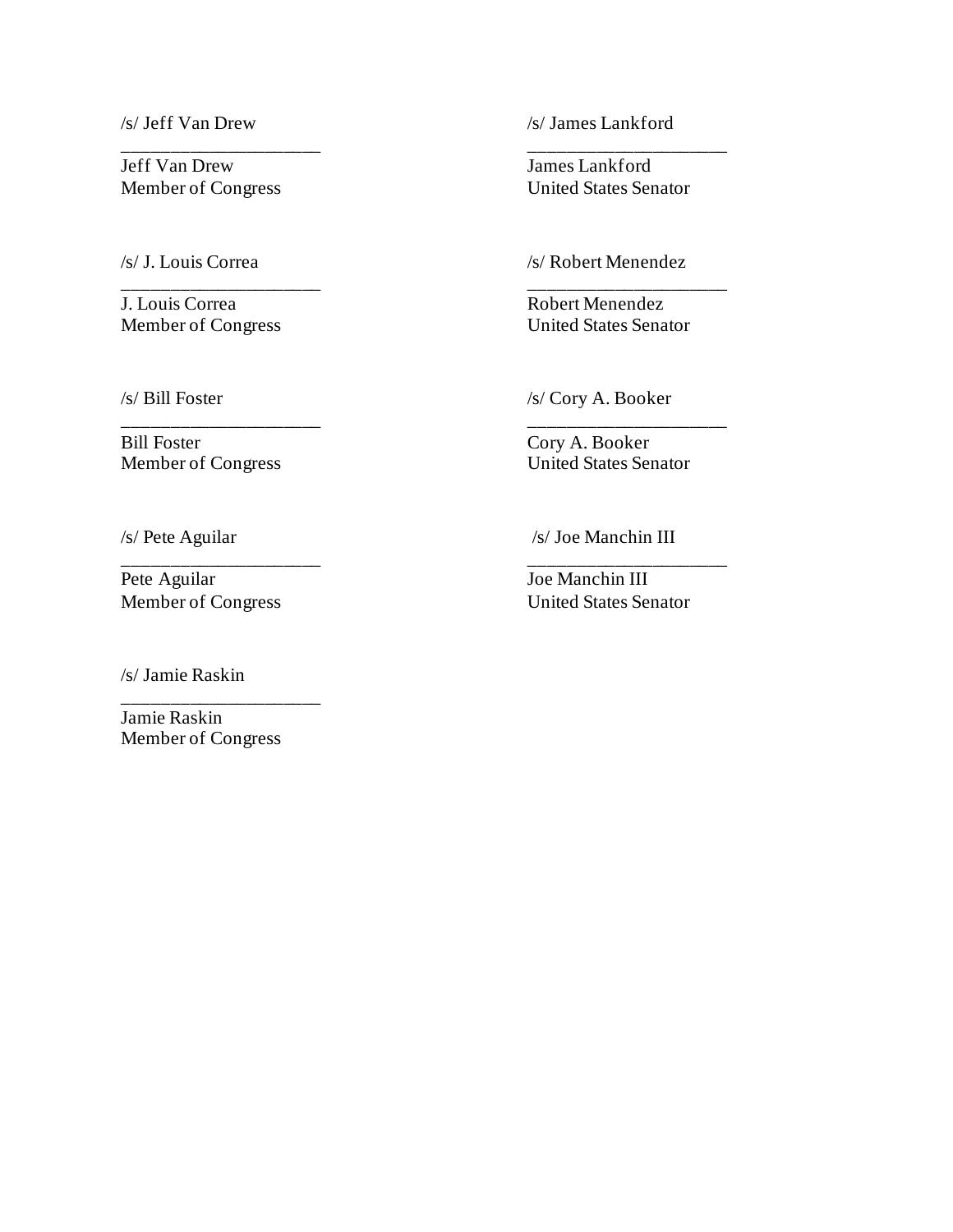/s/ Jeff Van Drew

____________________

Jeff Van Drew
Member of Congress

/s/ J. Louis Correa

____________________

J. Louis Correa
Member of Congress

/s/ Bill Foster

____________________

Bill Foster
Member of Congress

/s/ Pete Aguilar

____________________

Pete Aguilar
Member of Congress

/s/ Jamie Raskin

____________________

Jamie Raskin
Member of Congress

/s/ James Lankford

____________________

James Lankford
United States Senator

/s/ Robert Menendez

____________________

Robert Menendez
United States Senator

/s/ Cory A. Booker

____________________

Cory A. Booker
United States Senator

/s/ Joe Manchin III

____________________

Joe Manchin III
United States Senator